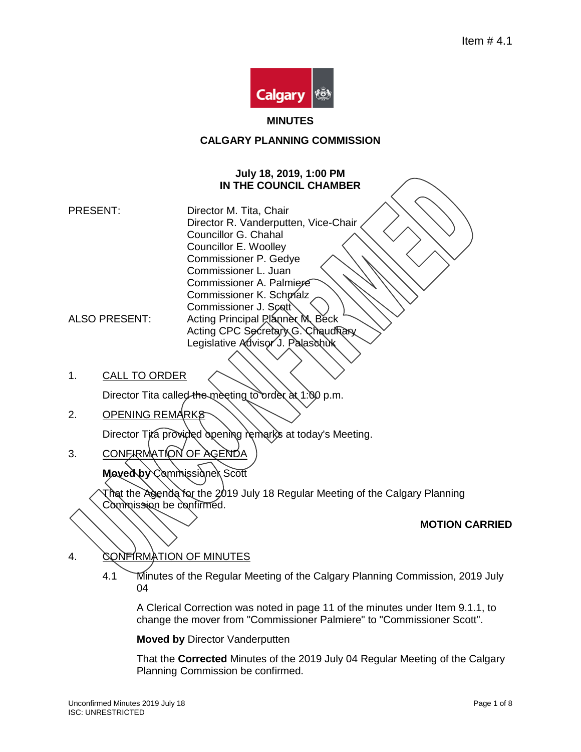Item # 4.1

# MINUTES

## CALGARY PLANNING COMMISSION

**July 18, 2019, 1:00 PM**
**IN THE COUNCIL CHAMBER**

PRESENT:
Director M. Tita, Chair
Director R. Vanderputten, Vice-Chair
Councillor G. Chahal
Councillor E. Woolley
Commissioner P. Gedye
Commissioner L. Juan
Commissioner A. Palmiere
Commissioner K. Schmalz
Commissioner J. Scott

ALSO PRESENT:
Acting Principal Planner M. Beck
Acting CPC Secretary G. Chaudhary
Legislative Advisor J. Palaschuk

1. CALL TO ORDER

   Director Tita called the meeting to order at 1:00 p.m.

2. OPENING REMARKS

   Director Tita provided opening remarks at today's Meeting.

3. CONFIRMATION OF AGENDA

   **Moved by** Commissioner Scott

   That the Agenda for the 2019 July 18 Regular Meeting of the Calgary Planning Commission be confirmed.

   **MOTION CARRIED**

4. CONFIRMATION OF MINUTES

   4.1 Minutes of the Regular Meeting of the Calgary Planning Commission, 2019 July 04

   A Clerical Correction was noted in page 11 of the minutes under Item 9.1.1, to change the mover from "Commissioner Palmiere" to "Commissioner Scott".

   **Moved by** Director Vanderputten

   That the **Corrected** Minutes of the 2019 July 04 Regular Meeting of the Calgary Planning Commission be confirmed.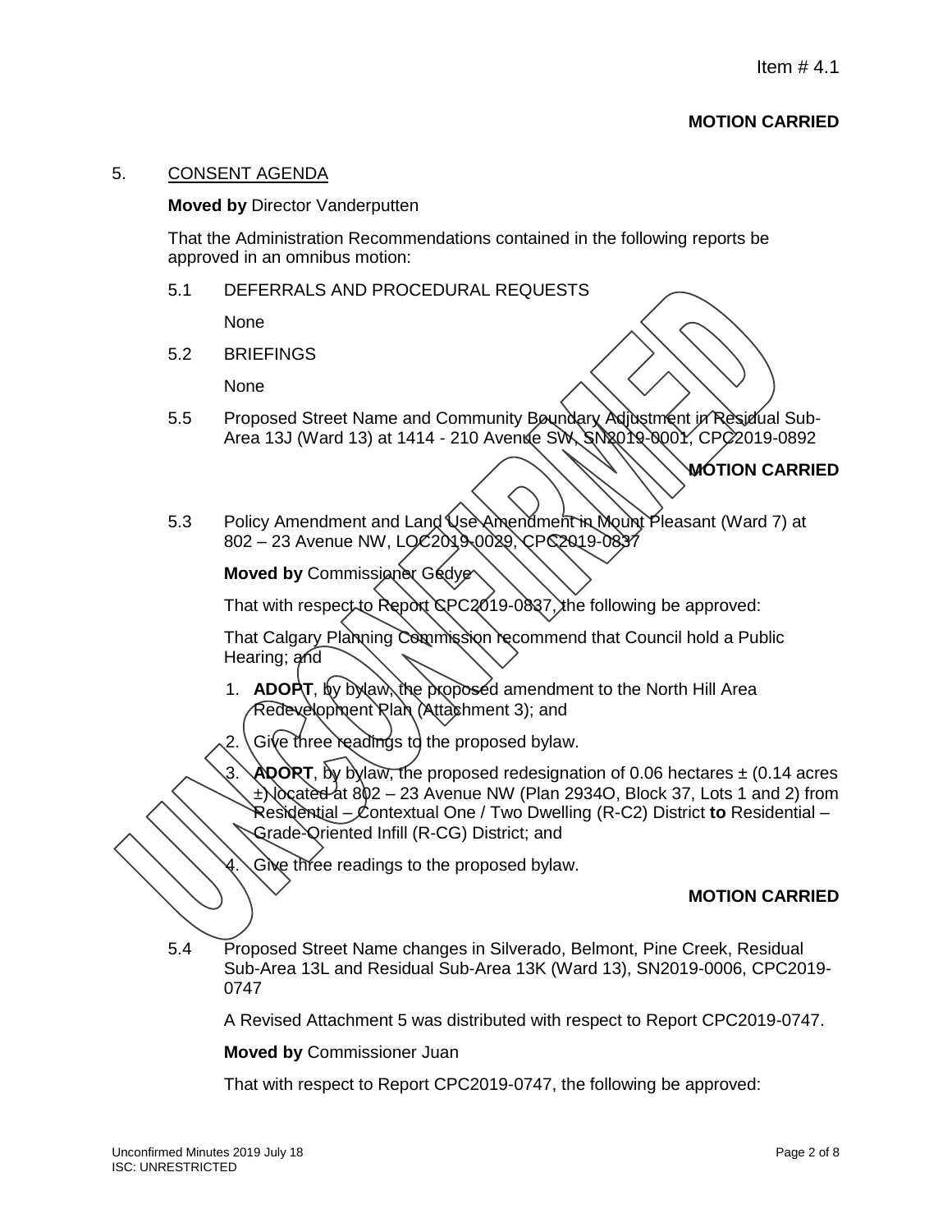Item # 4.1

**MOTION CARRIED**

5. CONSENT AGENDA

**Moved by** Director Vanderputten

That the Administration Recommendations contained in the following reports be approved in an omnibus motion:

5.1 DEFERRALS AND PROCEDURAL REQUESTS

None

5.2 BRIEFINGS

None

5.5 Proposed Street Name and Community Boundary Adjustment in Residual Sub-Area 13J (Ward 13) at 1414 - 210 Avenue SW, SN2019-0001, CPC2019-0892

**MOTION CARRIED**

5.3 Policy Amendment and Land Use Amendment in Mount Pleasant (Ward 7) at 802 – 23 Avenue NW, LOC2019-0029, CPC2019-0837

**Moved by** Commissioner Gedye

That with respect to Report CPC2019-0837, the following be approved:

That Calgary Planning Commission recommend that Council hold a Public Hearing; and

1. **ADOPT**, by bylaw, the proposed amendment to the North Hill Area Redevelopment Plan (Attachment 3); and
2. Give three readings to the proposed bylaw.
3. **ADOPT**, by bylaw, the proposed redesignation of 0.06 hectares ± (0.14 acres ±) located at 802 – 23 Avenue NW (Plan 2934O, Block 37, Lots 1 and 2) from Residential – Contextual One / Two Dwelling (R-C2) District **to** Residential – Grade-Oriented Infill (R-CG) District; and
4. Give three readings to the proposed bylaw.

**MOTION CARRIED**

5.4 Proposed Street Name changes in Silverado, Belmont, Pine Creek, Residual Sub-Area 13L and Residual Sub-Area 13K (Ward 13), SN2019-0006, CPC2019-0747

A Revised Attachment 5 was distributed with respect to Report CPC2019-0747.

**Moved by** Commissioner Juan

That with respect to Report CPC2019-0747, the following be approved:

Unconfirmed Minutes 2019 July 18
ISC: UNRESTRICTED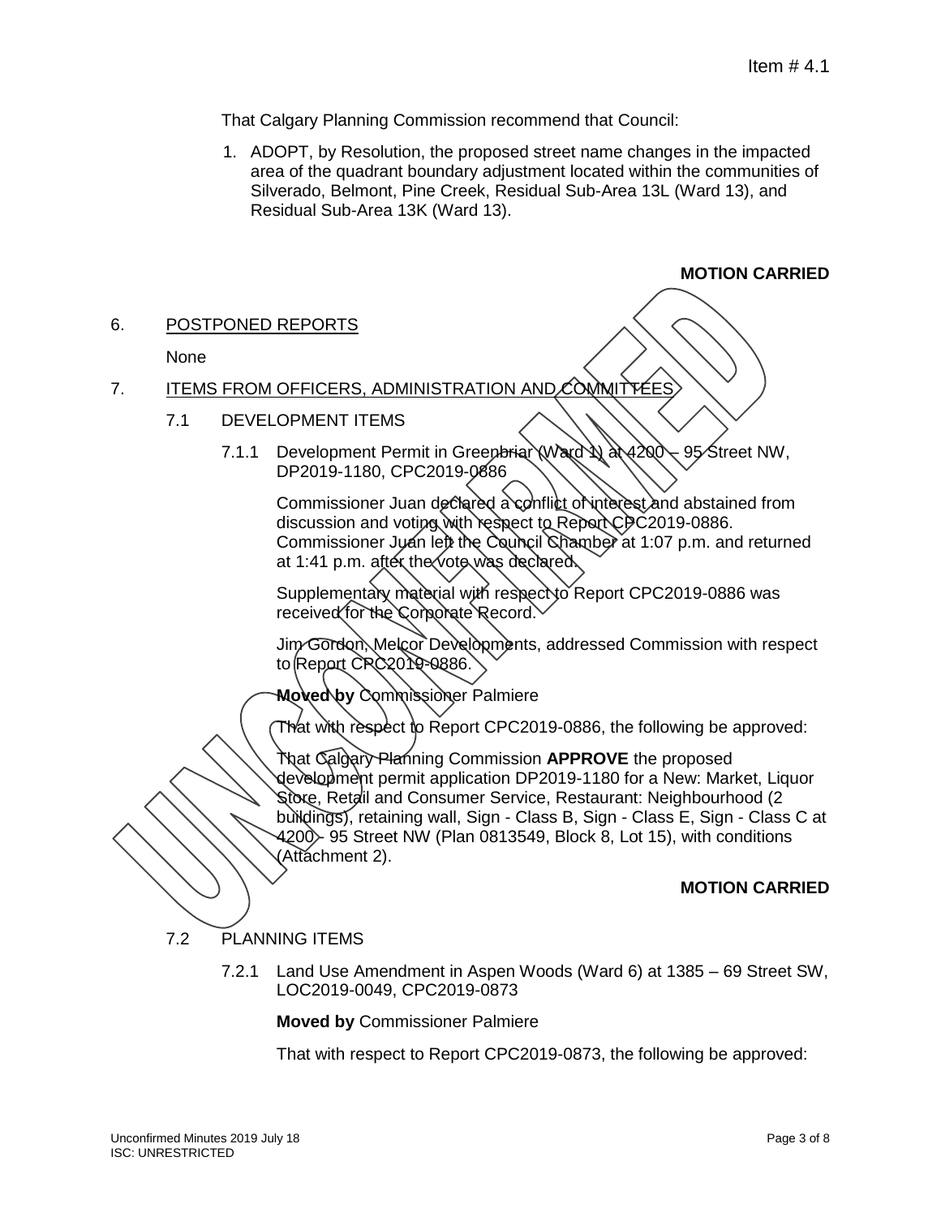Item # 4.1

That Calgary Planning Commission recommend that Council:

1. ADOPT, by Resolution, the proposed street name changes in the impacted area of the quadrant boundary adjustment located within the communities of Silverado, Belmont, Pine Creek, Residual Sub-Area 13L (Ward 13), and Residual Sub-Area 13K (Ward 13).

**MOTION CARRIED**

## 6. POSTPONED REPORTS

None

## 7. ITEMS FROM OFFICERS, ADMINISTRATION AND COMMITTEES

### 7.1 DEVELOPMENT ITEMS

#### 7.1.1 Development Permit in Greenbriar (Ward 1) at 4200 – 95 Street NW, DP2019-1180, CPC2019-0886

Commissioner Juan declared a conflict of interest and abstained from discussion and voting with respect to Report CPC2019-0886. Commissioner Juan left the Council Chamber at 1:07 p.m. and returned at 1:41 p.m. after the vote was declared.

Supplementary material with respect to Report CPC2019-0886 was received for the Corporate Record.

Jim Gordon, Melcor Developments, addressed Commission with respect to Report CPC2019-0886.

**Moved by** Commissioner Palmiere

That with respect to Report CPC2019-0886, the following be approved:

That Calgary Planning Commission **APPROVE** the proposed development permit application DP2019-1180 for a New: Market, Liquor Store, Retail and Consumer Service, Restaurant: Neighbourhood (2 buildings), retaining wall, Sign - Class B, Sign - Class E, Sign - Class C at 4200 - 95 Street NW (Plan 0813549, Block 8, Lot 15), with conditions (Attachment 2).

**MOTION CARRIED**

### 7.2 PLANNING ITEMS

#### 7.2.1 Land Use Amendment in Aspen Woods (Ward 6) at 1385 – 69 Street SW, LOC2019-0049, CPC2019-0873

**Moved by** Commissioner Palmiere

That with respect to Report CPC2019-0873, the following be approved: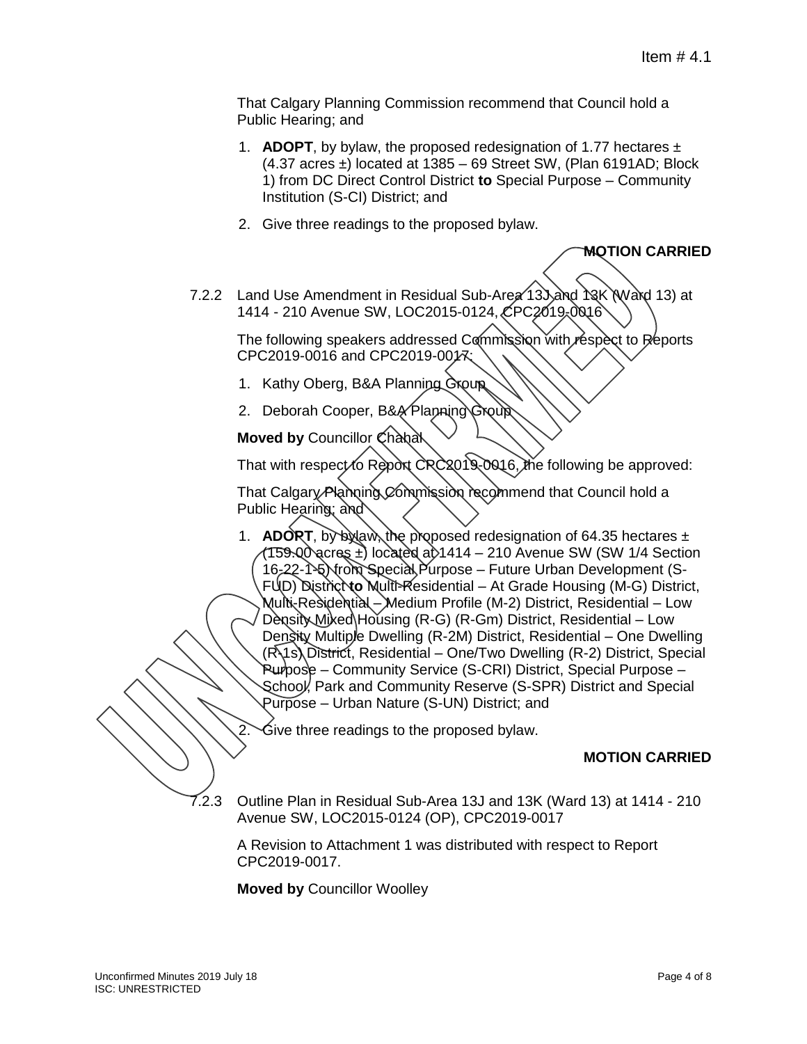That Calgary Planning Commission recommend that Council hold a Public Hearing; and

1. **ADOPT**, by bylaw, the proposed redesignation of 1.77 hectares ± (4.37 acres ±) located at 1385 – 69 Street SW, (Plan 6191AD; Block 1) from DC Direct Control District **to** Special Purpose – Community Institution (S-CI) District; and
2. Give three readings to the proposed bylaw.

**MOTION CARRIED**

7.2.2 Land Use Amendment in Residual Sub-Area 13J and 13K (Ward 13) at 1414 - 210 Avenue SW, LOC2015-0124, CPC2019-0016

The following speakers addressed Commission with respect to Reports CPC2019-0016 and CPC2019-0017:

1. Kathy Oberg, B&A Planning Group
2. Deborah Cooper, B&A Planning Group

**Moved by** Councillor Chahal

That with respect to Report CPC2019-0016, the following be approved:

That Calgary Planning Commission recommend that Council hold a Public Hearing; and

1. **ADOPT**, by bylaw, the proposed redesignation of 64.35 hectares ± (159.00 acres ±) located at 1414 – 210 Avenue SW (SW 1/4 Section 16-22-1-5) from Special Purpose – Future Urban Development (S-FUD) District **to** Multi-Residential – At Grade Housing (M-G) District, Multi-Residential – Medium Profile (M-2) District, Residential – Low Density Mixed Housing (R-G) (R-Gm) District, Residential – Low Density Multiple Dwelling (R-2M) District, Residential – One Dwelling (R-1s) District, Residential – One/Two Dwelling (R-2) District, Special Purpose – Community Service (S-CRI) District, Special Purpose – School, Park and Community Reserve (S-SPR) District and Special Purpose – Urban Nature (S-UN) District; and
2. Give three readings to the proposed bylaw.

**MOTION CARRIED**

7.2.3 Outline Plan in Residual Sub-Area 13J and 13K (Ward 13) at 1414 - 210 Avenue SW, LOC2015-0124 (OP), CPC2019-0017

A Revision to Attachment 1 was distributed with respect to Report CPC2019-0017.

**Moved by** Councillor Woolley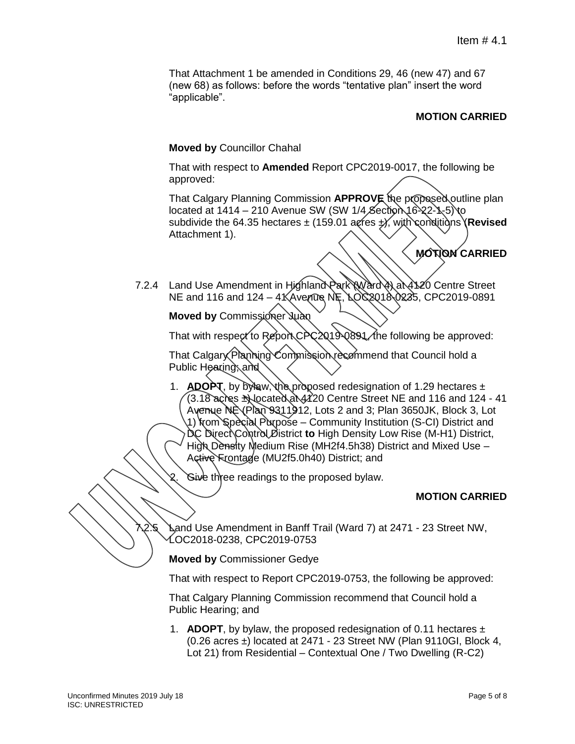That Attachment 1 be amended in Conditions 29, 46 (new 47) and 67 (new 68) as follows: before the words "tentative plan" insert the word "applicable".

**MOTION CARRIED**

**Moved by** Councillor Chahal

That with respect to **Amended** Report CPC2019-0017, the following be approved:

That Calgary Planning Commission **APPROVE** the proposed outline plan located at 1414 – 210 Avenue SW (SW 1/4 Section 16-22-1-5) to subdivide the 64.35 hectares ± (159.01 acres ±), with conditions (**Revised** Attachment 1).

**MOTION CARRIED**

7.2.4 Land Use Amendment in Highland Park (Ward 4) at 4120 Centre Street NE and 116 and 124 – 41 Avenue NE, LOC2018-0235, CPC2019-0891

**Moved by** Commissioner Juan

That with respect to Report CPC2019-0891, the following be approved:

That Calgary Planning Commission recommend that Council hold a Public Hearing; and

1. **ADOPT**, by bylaw, the proposed redesignation of 1.29 hectares ± (3.18 acres ±) located at 4120 Centre Street NE and 116 and 124 - 41 Avenue NE (Plan 9311912, Lots 2 and 3; Plan 3650JK, Block 3, Lot 1) from Special Purpose – Community Institution (S-CI) District and DC Direct Control District **to** High Density Low Rise (M-H1) District, High Density Medium Rise (MH2f4.5h38) District and Mixed Use – Active Frontage (MU2f5.0h40) District; and
2. Give three readings to the proposed bylaw.

**MOTION CARRIED**

7.2.5 Land Use Amendment in Banff Trail (Ward 7) at 2471 - 23 Street NW, LOC2018-0238, CPC2019-0753

**Moved by** Commissioner Gedye

That with respect to Report CPC2019-0753, the following be approved:

That Calgary Planning Commission recommend that Council hold a Public Hearing; and

1. **ADOPT**, by bylaw, the proposed redesignation of 0.11 hectares ± (0.26 acres ±) located at 2471 - 23 Street NW (Plan 9110GI, Block 4, Lot 21) from Residential – Contextual One / Two Dwelling (R-C2)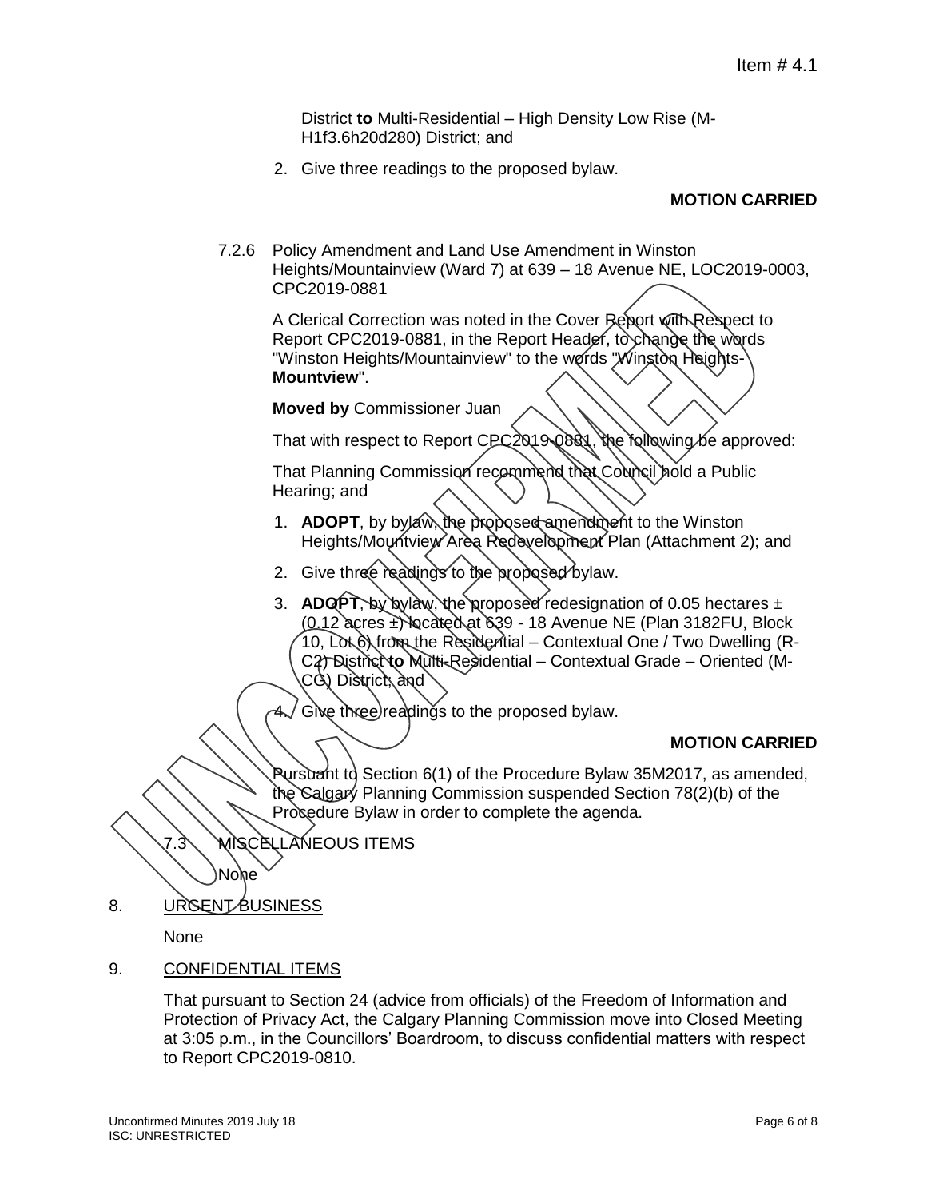District **to** Multi-Residential – High Density Low Rise (M-H1f3.6h20d280) District; and

2. Give three readings to the proposed bylaw.

**MOTION CARRIED**

7.2.6 Policy Amendment and Land Use Amendment in Winston Heights/Mountainview (Ward 7) at 639 – 18 Avenue NE, LOC2019-0003, CPC2019-0881

A Clerical Correction was noted in the Cover Report with Respect to Report CPC2019-0881, in the Report Header, to change the words "Winston Heights/Mountainview" to the words "Winston Heights**-Mountview**".

**Moved by** Commissioner Juan

That with respect to Report CPC2019-0881, the following be approved:

That Planning Commission recommend that Council hold a Public Hearing; and

1. **ADOPT**, by bylaw, the proposed amendment to the Winston Heights/Mountview Area Redevelopment Plan (Attachment 2); and
2. Give three readings to the proposed bylaw.
3. **ADOPT**, by bylaw, the proposed redesignation of 0.05 hectares ± (0.12 acres ±) located at 639 - 18 Avenue NE (Plan 3182FU, Block 10, Lot 6) from the Residential – Contextual One / Two Dwelling (R-C2) District **to** Multi-Residential – Contextual Grade – Oriented (M-CG) District; and
4. Give three readings to the proposed bylaw.

**MOTION CARRIED**

Pursuant to Section 6(1) of the Procedure Bylaw 35M2017, as amended, the Calgary Planning Commission suspended Section 78(2)(b) of the Procedure Bylaw in order to complete the agenda.

7.3 MISCELLANEOUS ITEMS

None

8. URGENT BUSINESS

None

9. CONFIDENTIAL ITEMS

That pursuant to Section 24 (advice from officials) of the Freedom of Information and Protection of Privacy Act, the Calgary Planning Commission move into Closed Meeting at 3:05 p.m., in the Councillors' Boardroom, to discuss confidential matters with respect to Report CPC2019-0810.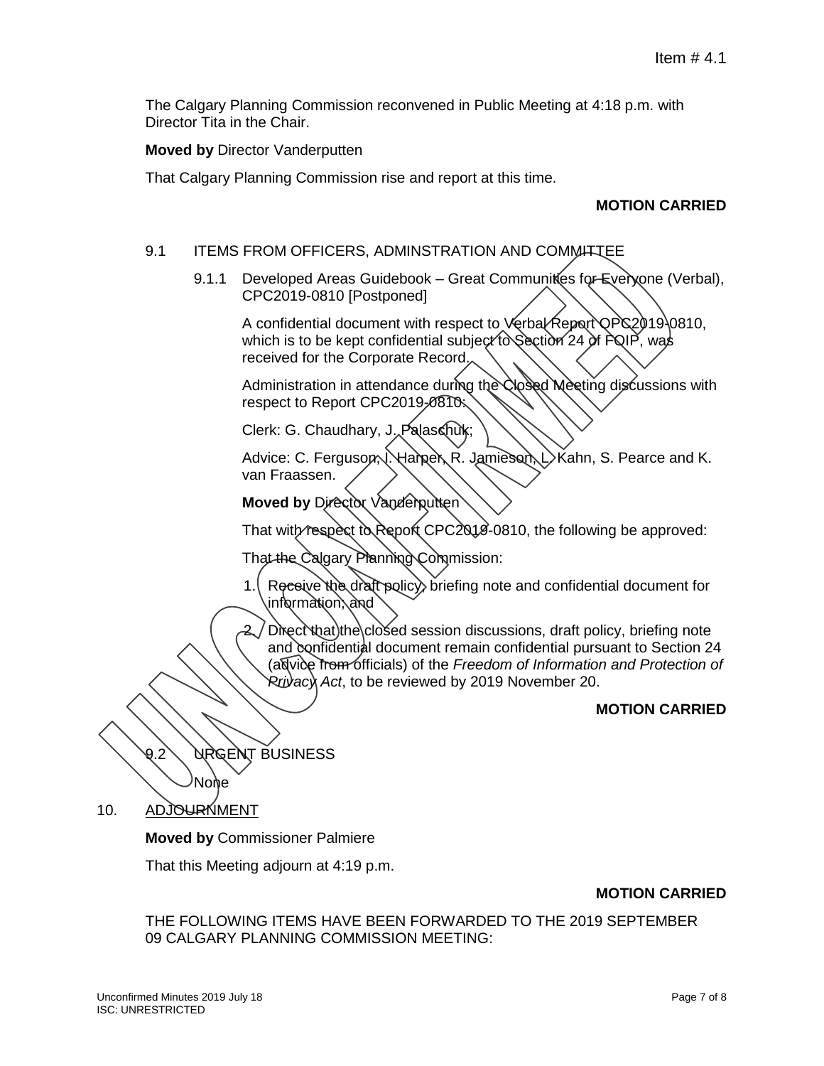Item # 4.1

The Calgary Planning Commission reconvened in Public Meeting at 4:18 p.m. with Director Tita in the Chair.

**Moved by** Director Vanderputten

That Calgary Planning Commission rise and report at this time.

**MOTION CARRIED**

9.1 ITEMS FROM OFFICERS, ADMINSTRATION AND COMMITTEE

9.1.1 Developed Areas Guidebook – Great Communities for Everyone (Verbal), CPC2019-0810 [Postponed]

A confidential document with respect to Verbal Report CPC2019-0810, which is to be kept confidential subject to Section 24 of FOIP, was received for the Corporate Record.

Administration in attendance during the Closed Meeting discussions with respect to Report CPC2019-0810:

Clerk: G. Chaudhary, J. Palaschuk;

Advice: C. Ferguson, I. Harper, R. Jamieson, L. Kahn, S. Pearce and K. van Fraassen.

**Moved by** Director Vanderputten

That with respect to Report CPC2019-0810, the following be approved:

That the Calgary Planning Commission:

1. Receive the draft policy, briefing note and confidential document for information; and
2. Direct that the closed session discussions, draft policy, briefing note and confidential document remain confidential pursuant to Section 24 (advice from officials) of the *Freedom of Information and Protection of Privacy Act*, to be reviewed by 2019 November 20.

**MOTION CARRIED**

9.2 URGENT BUSINESS

None

10. ADJOURNMENT

**Moved by** Commissioner Palmiere

That this Meeting adjourn at 4:19 p.m.

**MOTION CARRIED**

THE FOLLOWING ITEMS HAVE BEEN FORWARDED TO THE 2019 SEPTEMBER 09 CALGARY PLANNING COMMISSION MEETING: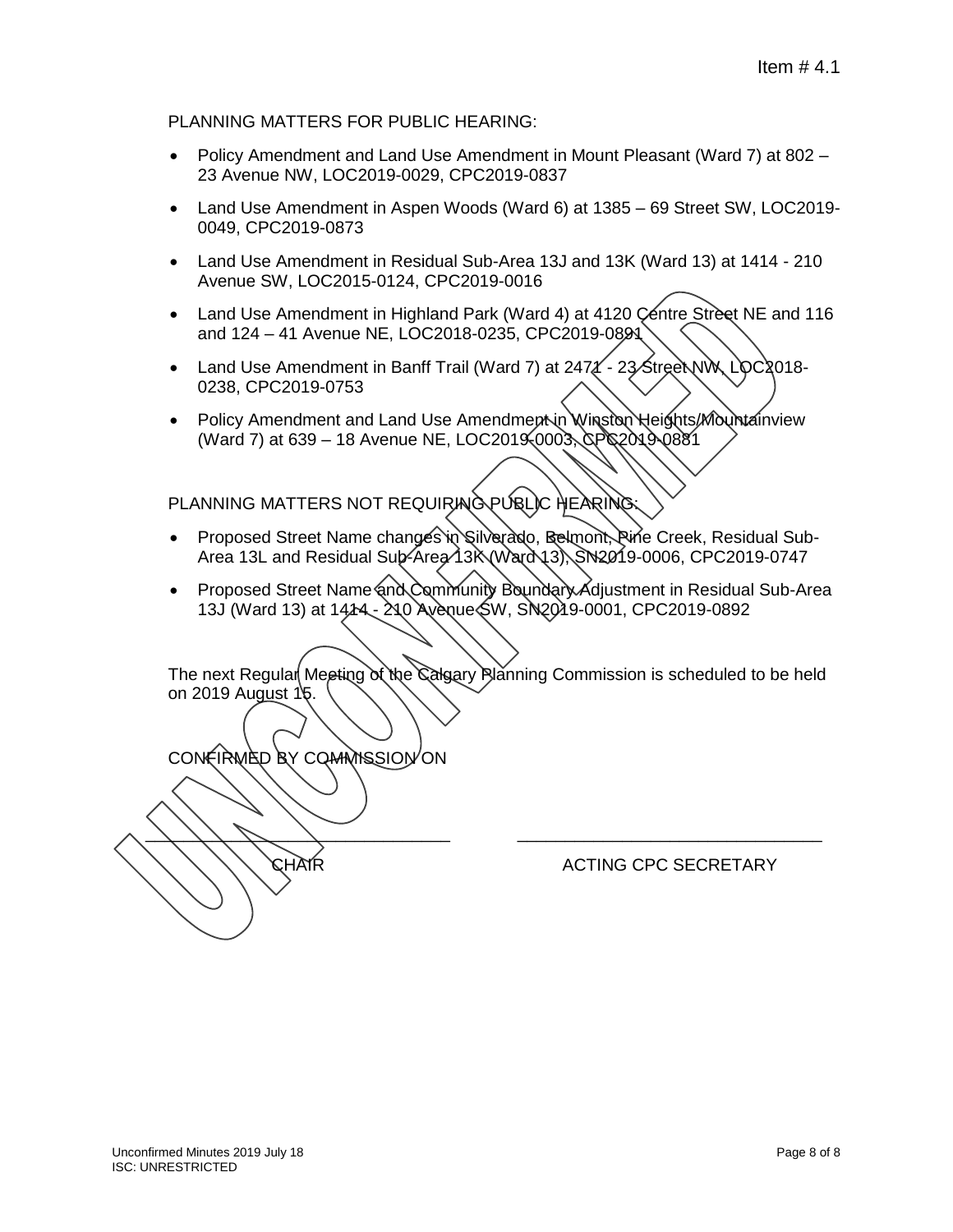Item # 4.1

PLANNING MATTERS FOR PUBLIC HEARING:

- Policy Amendment and Land Use Amendment in Mount Pleasant (Ward 7) at 802 – 23 Avenue NW, LOC2019-0029, CPC2019-0837
- Land Use Amendment in Aspen Woods (Ward 6) at 1385 – 69 Street SW, LOC2019-0049, CPC2019-0873
- Land Use Amendment in Residual Sub-Area 13J and 13K (Ward 13) at 1414 - 210 Avenue SW, LOC2015-0124, CPC2019-0016
- Land Use Amendment in Highland Park (Ward 4) at 4120 Centre Street NE and 116 and 124 – 41 Avenue NE, LOC2018-0235, CPC2019-0891
- Land Use Amendment in Banff Trail (Ward 7) at 2471 - 23 Street NW, LOC2018-0238, CPC2019-0753
- Policy Amendment and Land Use Amendment in Winston Heights/Mountainview (Ward 7) at 639 – 18 Avenue NE, LOC2019-0003, CPC2019-0881

PLANNING MATTERS NOT REQUIRING PUBLIC HEARING:

- Proposed Street Name changes in Silverado, Belmont, Pine Creek, Residual Sub-Area 13L and Residual Sub-Area 13K (Ward 13), SN2019-0006, CPC2019-0747
- Proposed Street Name and Community Boundary Adjustment in Residual Sub-Area 13J (Ward 13) at 1414 - 210 Avenue SW, SN2019-0001, CPC2019-0892

The next Regular Meeting of the Calgary Planning Commission is scheduled to be held on 2019 August 15.

CONFIRMED BY COMMISSION ON

\_\_\_\_\_\_\_\_\_\_\_\_\_\_\_\_\_\_\_\_\_\_\_\_\_\_\_\_\_\_ \_\_\_\_\_\_\_\_\_\_\_\_\_\_\_\_\_\_\_\_\_\_\_\_\_\_\_\_\_\_

CHAIR ACTING CPC SECRETARY

UNCONFIRMED